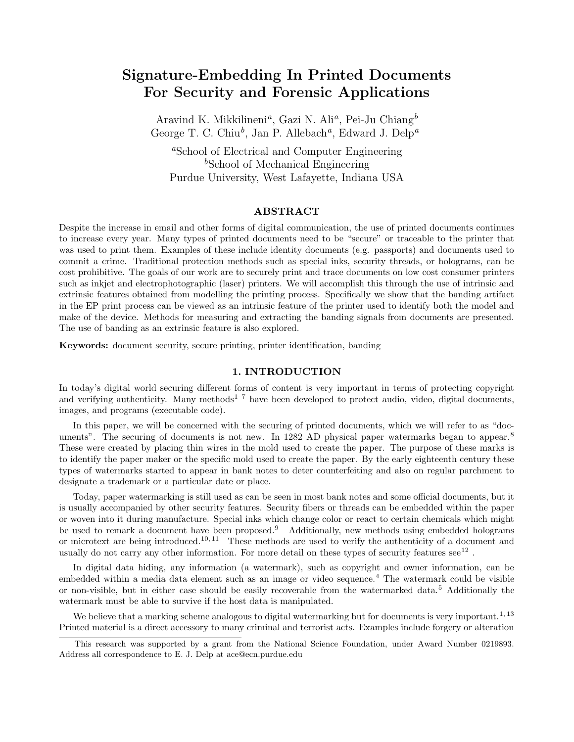# Signature-Embedding In Printed Documents For Security and Forensic Applications

Aravind K. Mikkilineni[a], Gazi N. Ali[a], Pei-Ju Chiang[b]
George T. C. Chiu[b], Jan P. Allebach[a], Edward J. Delp[a]

[a]School of Electrical and Computer Engineering
[b]School of Mechanical Engineering
Purdue University, West Lafayette, Indiana USA

## ABSTRACT

Despite the increase in email and other forms of digital communication, the use of printed documents continues to increase every year. Many types of printed documents need to be "secure" or traceable to the printer that was used to print them. Examples of these include identity documents (e.g. passports) and documents used to commit a crime. Traditional protection methods such as special inks, security threads, or holograms, can be cost prohibitive. The goals of our work are to securely print and trace documents on low cost consumer printers such as inkjet and electrophotographic (laser) printers. We will accomplish this through the use of intrinsic and extrinsic features obtained from modelling the printing process. Specifically we show that the banding artifact in the EP print process can be viewed as an intrinsic feature of the printer used to identify both the model and make of the device. Methods for measuring and extracting the banding signals from documents are presented. The use of banding as an extrinsic feature is also explored.

**Keywords:** document security, secure printing, printer identification, banding

## 1. INTRODUCTION

In today's digital world securing different forms of content is very important in terms of protecting copyright and verifying authenticity. Many methods[1–7] have been developed to protect audio, video, digital documents, images, and programs (executable code).

In this paper, we will be concerned with the securing of printed documents, which we will refer to as "documents". The securing of documents is not new. In 1282 AD physical paper watermarks began to appear.[8] These were created by placing thin wires in the mold used to create the paper. The purpose of these marks is to identify the paper maker or the specific mold used to create the paper. By the early eighteenth century these types of watermarks started to appear in bank notes to deter counterfeiting and also on regular parchment to designate a trademark or a particular date or place.

Today, paper watermarking is still used as can be seen in most bank notes and some official documents, but it is usually accompanied by other security features. Security fibers or threads can be embedded within the paper or woven into it during manufacture. Special inks which change color or react to certain chemicals which might be used to remark a document have been proposed.[9] Additionally, new methods using embedded holograms or microtext are being introduced.[10, 11] These methods are used to verify the authenticity of a document and usually do not carry any other information. For more detail on these types of security features see[12] .

In digital data hiding, any information (a watermark), such as copyright and owner information, can be embedded within a media data element such as an image or video sequence.[4] The watermark could be visible or non-visible, but in either case should be easily recoverable from the watermarked data.[5] Additionally the watermark must be able to survive if the host data is manipulated.

We believe that a marking scheme analogous to digital watermarking but for documents is very important.[1, 13] Printed material is a direct accessory to many criminal and terrorist acts. Examples include forgery or alteration

This research was supported by a grant from the National Science Foundation, under Award Number 0219893. Address all correspondence to E. J. Delp at ace@ecn.purdue.edu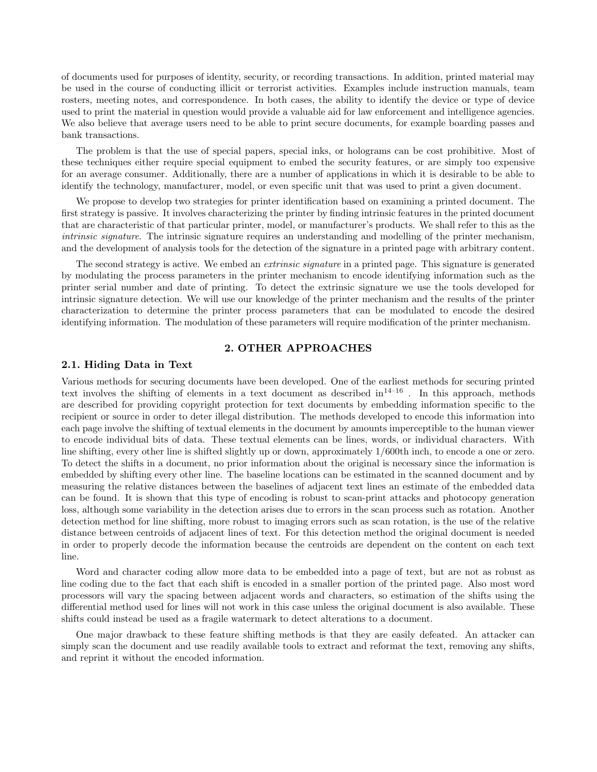of documents used for purposes of identity, security, or recording transactions. In addition, printed material may be used in the course of conducting illicit or terrorist activities. Examples include instruction manuals, team rosters, meeting notes, and correspondence. In both cases, the ability to identify the device or type of device used to print the material in question would provide a valuable aid for law enforcement and intelligence agencies. We also believe that average users need to be able to print secure documents, for example boarding passes and bank transactions.

The problem is that the use of special papers, special inks, or holograms can be cost prohibitive. Most of these techniques either require special equipment to embed the security features, or are simply too expensive for an average consumer. Additionally, there are a number of applications in which it is desirable to be able to identify the technology, manufacturer, model, or even specific unit that was used to print a given document.

We propose to develop two strategies for printer identification based on examining a printed document. The first strategy is passive. It involves characterizing the printer by finding intrinsic features in the printed document that are characteristic of that particular printer, model, or manufacturer's products. We shall refer to this as the *intrinsic signature*. The intrinsic signature requires an understanding and modelling of the printer mechanism, and the development of analysis tools for the detection of the signature in a printed page with arbitrary content.

The second strategy is active. We embed an *extrinsic signature* in a printed page. This signature is generated by modulating the process parameters in the printer mechanism to encode identifying information such as the printer serial number and date of printing. To detect the extrinsic signature we use the tools developed for intrinsic signature detection. We will use our knowledge of the printer mechanism and the results of the printer characterization to determine the printer process parameters that can be modulated to encode the desired identifying information. The modulation of these parameters will require modification of the printer mechanism.

## 2. OTHER APPROACHES

### 2.1. Hiding Data in Text

Various methods for securing documents have been developed. One of the earliest methods for securing printed text involves the shifting of elements in a text document as described in[14–16] . In this approach, methods are described for providing copyright protection for text documents by embedding information specific to the recipient or source in order to deter illegal distribution. The methods developed to encode this information into each page involve the shifting of textual elements in the document by amounts imperceptible to the human viewer to encode individual bits of data. These textual elements can be lines, words, or individual characters. With line shifting, every other line is shifted slightly up or down, approximately 1/600th inch, to encode a one or zero. To detect the shifts in a document, no prior information about the original is necessary since the information is embedded by shifting every other line. The baseline locations can be estimated in the scanned document and by measuring the relative distances between the baselines of adjacent text lines an estimate of the embedded data can be found. It is shown that this type of encoding is robust to scan-print attacks and photocopy generation loss, although some variability in the detection arises due to errors in the scan process such as rotation. Another detection method for line shifting, more robust to imaging errors such as scan rotation, is the use of the relative distance between centroids of adjacent lines of text. For this detection method the original document is needed in order to properly decode the information because the centroids are dependent on the content on each text line.

Word and character coding allow more data to be embedded into a page of text, but are not as robust as line coding due to the fact that each shift is encoded in a smaller portion of the printed page. Also most word processors will vary the spacing between adjacent words and characters, so estimation of the shifts using the differential method used for lines will not work in this case unless the original document is also available. These shifts could instead be used as a fragile watermark to detect alterations to a document.

One major drawback to these feature shifting methods is that they are easily defeated. An attacker can simply scan the document and use readily available tools to extract and reformat the text, removing any shifts, and reprint it without the encoded information.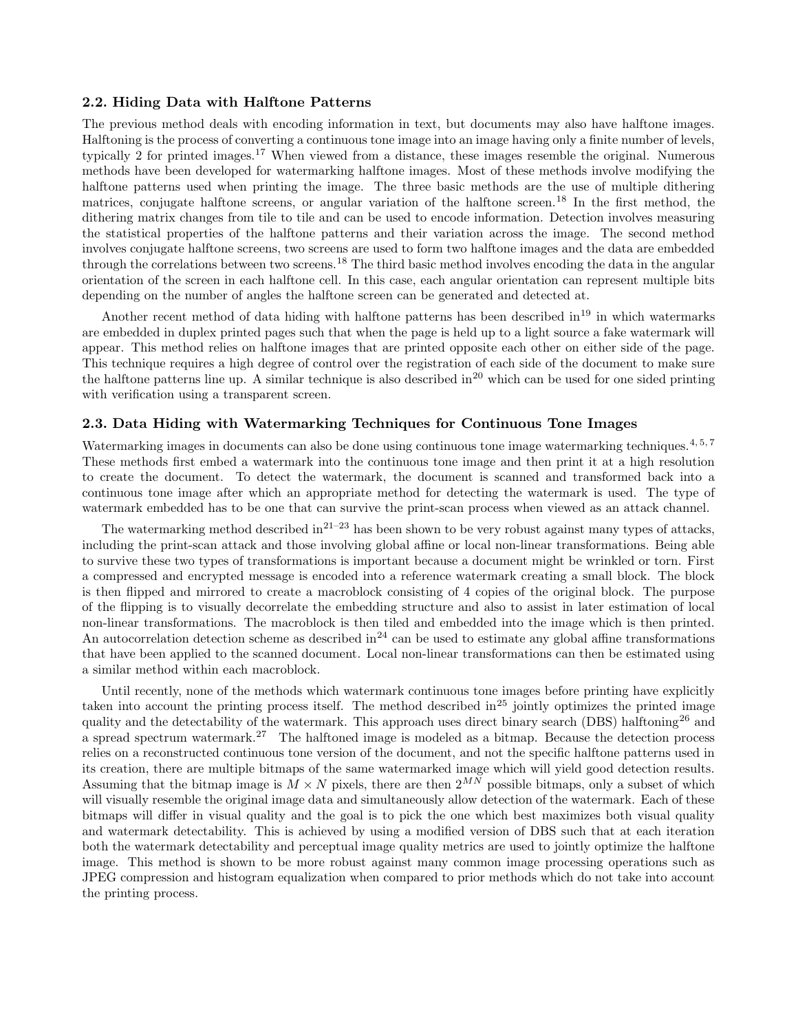## 2.2. Hiding Data with Halftone Patterns

The previous method deals with encoding information in text, but documents may also have halftone images. Halftoning is the process of converting a continuous tone image into an image having only a finite number of levels, typically 2 for printed images.[17] When viewed from a distance, these images resemble the original. Numerous methods have been developed for watermarking halftone images. Most of these methods involve modifying the halftone patterns used when printing the image. The three basic methods are the use of multiple dithering matrices, conjugate halftone screens, or angular variation of the halftone screen.[18] In the first method, the dithering matrix changes from tile to tile and can be used to encode information. Detection involves measuring the statistical properties of the halftone patterns and their variation across the image. The second method involves conjugate halftone screens, two screens are used to form two halftone images and the data are embedded through the correlations between two screens.[18] The third basic method involves encoding the data in the angular orientation of the screen in each halftone cell. In this case, each angular orientation can represent multiple bits depending on the number of angles the halftone screen can be generated and detected at.

Another recent method of data hiding with halftone patterns has been described in[19] in which watermarks are embedded in duplex printed pages such that when the page is held up to a light source a fake watermark will appear. This method relies on halftone images that are printed opposite each other on either side of the page. This technique requires a high degree of control over the registration of each side of the document to make sure the halftone patterns line up. A similar technique is also described in[20] which can be used for one sided printing with verification using a transparent screen.

## 2.3. Data Hiding with Watermarking Techniques for Continuous Tone Images

Watermarking images in documents can also be done using continuous tone image watermarking techniques.[4,5,7] These methods first embed a watermark into the continuous tone image and then print it at a high resolution to create the document. To detect the watermark, the document is scanned and transformed back into a continuous tone image after which an appropriate method for detecting the watermark is used. The type of watermark embedded has to be one that can survive the print-scan process when viewed as an attack channel.

The watermarking method described in[21–23] has been shown to be very robust against many types of attacks, including the print-scan attack and those involving global affine or local non-linear transformations. Being able to survive these two types of transformations is important because a document might be wrinkled or torn. First a compressed and encrypted message is encoded into a reference watermark creating a small block. The block is then flipped and mirrored to create a macroblock consisting of 4 copies of the original block. The purpose of the flipping is to visually decorrelate the embedding structure and also to assist in later estimation of local non-linear transformations. The macroblock is then tiled and embedded into the image which is then printed. An autocorrelation detection scheme as described in[24] can be used to estimate any global affine transformations that have been applied to the scanned document. Local non-linear transformations can then be estimated using a similar method within each macroblock.

Until recently, none of the methods which watermark continuous tone images before printing have explicitly taken into account the printing process itself. The method described in[25] jointly optimizes the printed image quality and the detectability of the watermark. This approach uses direct binary search (DBS) halftoning[26] and a spread spectrum watermark.[27] The halftoned image is modeled as a bitmap. Because the detection process relies on a reconstructed continuous tone version of the document, and not the specific halftone patterns used in its creation, there are multiple bitmaps of the same watermarked image which will yield good detection results. Assuming that the bitmap image is $M \times N$ pixels, there are then $2^{MN}$ possible bitmaps, only a subset of which will visually resemble the original image data and simultaneously allow detection of the watermark. Each of these bitmaps will differ in visual quality and the goal is to pick the one which best maximizes both visual quality and watermark detectability. This is achieved by using a modified version of DBS such that at each iteration both the watermark detectability and perceptual image quality metrics are used to jointly optimize the halftone image. This method is shown to be more robust against many common image processing operations such as JPEG compression and histogram equalization when compared to prior methods which do not take into account the printing process.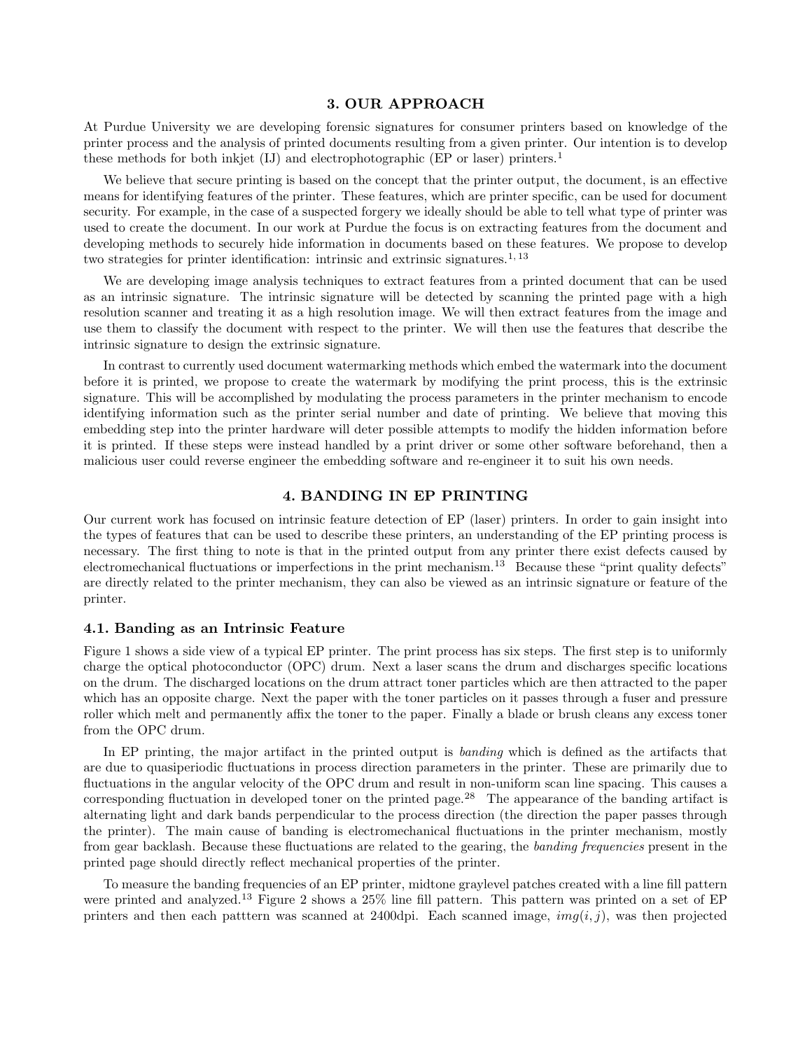## 3. OUR APPROACH

At Purdue University we are developing forensic signatures for consumer printers based on knowledge of the printer process and the analysis of printed documents resulting from a given printer. Our intention is to develop these methods for both inkjet (IJ) and electrophotographic (EP or laser) printers.[1]

We believe that secure printing is based on the concept that the printer output, the document, is an effective means for identifying features of the printer. These features, which are printer specific, can be used for document security. For example, in the case of a suspected forgery we ideally should be able to tell what type of printer was used to create the document. In our work at Purdue the focus is on extracting features from the document and developing methods to securely hide information in documents based on these features. We propose to develop two strategies for printer identification: intrinsic and extrinsic signatures.[1, 13]

We are developing image analysis techniques to extract features from a printed document that can be used as an intrinsic signature. The intrinsic signature will be detected by scanning the printed page with a high resolution scanner and treating it as a high resolution image. We will then extract features from the image and use them to classify the document with respect to the printer. We will then use the features that describe the intrinsic signature to design the extrinsic signature.

In contrast to currently used document watermarking methods which embed the watermark into the document before it is printed, we propose to create the watermark by modifying the print process, this is the extrinsic signature. This will be accomplished by modulating the process parameters in the printer mechanism to encode identifying information such as the printer serial number and date of printing. We believe that moving this embedding step into the printer hardware will deter possible attempts to modify the hidden information before it is printed. If these steps were instead handled by a print driver or some other software beforehand, then a malicious user could reverse engineer the embedding software and re-engineer it to suit his own needs.

## 4. BANDING IN EP PRINTING

Our current work has focused on intrinsic feature detection of EP (laser) printers. In order to gain insight into the types of features that can be used to describe these printers, an understanding of the EP printing process is necessary. The first thing to note is that in the printed output from any printer there exist defects caused by electromechanical fluctuations or imperfections in the print mechanism.[13] Because these "print quality defects" are directly related to the printer mechanism, they can also be viewed as an intrinsic signature or feature of the printer.

### 4.1. Banding as an Intrinsic Feature

Figure 1 shows a side view of a typical EP printer. The print process has six steps. The first step is to uniformly charge the optical photoconductor (OPC) drum. Next a laser scans the drum and discharges specific locations on the drum. The discharged locations on the drum attract toner particles which are then attracted to the paper which has an opposite charge. Next the paper with the toner particles on it passes through a fuser and pressure roller which melt and permanently affix the toner to the paper. Finally a blade or brush cleans any excess toner from the OPC drum.

In EP printing, the major artifact in the printed output is *banding* which is defined as the artifacts that are due to quasiperiodic fluctuations in process direction parameters in the printer. These are primarily due to fluctuations in the angular velocity of the OPC drum and result in non-uniform scan line spacing. This causes a corresponding fluctuation in developed toner on the printed page.[28] The appearance of the banding artifact is alternating light and dark bands perpendicular to the process direction (the direction the paper passes through the printer). The main cause of banding is electromechanical fluctuations in the printer mechanism, mostly from gear backlash. Because these fluctuations are related to the gearing, the *banding frequencies* present in the printed page should directly reflect mechanical properties of the printer.

To measure the banding frequencies of an EP printer, midtone graylevel patches created with a line fill pattern were printed and analyzed.[13] Figure 2 shows a 25% line fill pattern. This pattern was printed on a set of EP printers and then each patttern was scanned at 2400dpi. Each scanned image, $img(i, j)$, was then projected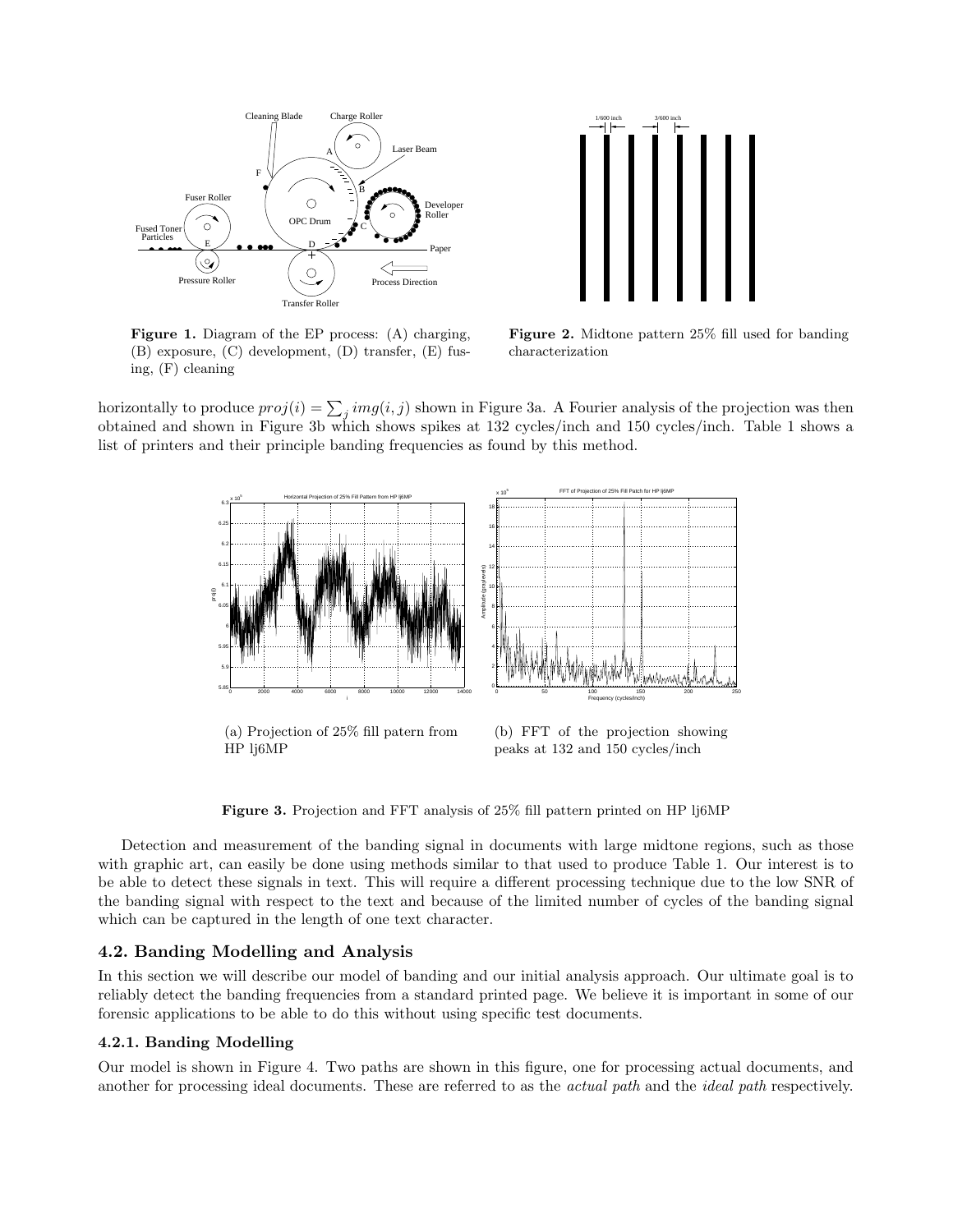Figure 1. Diagram of the EP process: (A) charging, (B) exposure, (C) development, (D) transfer, (E) fusing, (F) cleaning

Figure 2. Midtone pattern 25% fill used for banding characterization

horizontally to produce $proj(i) = \sum_j img(i, j)$ shown in Figure 3a. A Fourier analysis of the projection was then obtained and shown in Figure 3b which shows spikes at 132 cycles/inch and 150 cycles/inch. Table 1 shows a list of printers and their principle banding frequencies as found by this method.

(a) Projection of 25% fill patern from HP lj6MP

(b) FFT of the projection showing peaks at 132 and 150 cycles/inch

Figure 3. Projection and FFT analysis of 25% fill pattern printed on HP lj6MP

Detection and measurement of the banding signal in documents with large midtone regions, such as those with graphic art, can easily be done using methods similar to that used to produce Table 1. Our interest is to be able to detect these signals in text. This will require a different processing technique due to the low SNR of the banding signal with respect to the text and because of the limited number of cycles of the banding signal which can be captured in the length of one text character.

### 4.2. Banding Modelling and Analysis

In this section we will describe our model of banding and our initial analysis approach. Our ultimate goal is to reliably detect the banding frequencies from a standard printed page. We believe it is important in some of our forensic applications to be able to do this without using specific test documents.

#### 4.2.1. Banding Modelling

Our model is shown in Figure 4. Two paths are shown in this figure, one for processing actual documents, and another for processing ideal documents. These are referred to as the *actual path* and the *ideal path* respectively.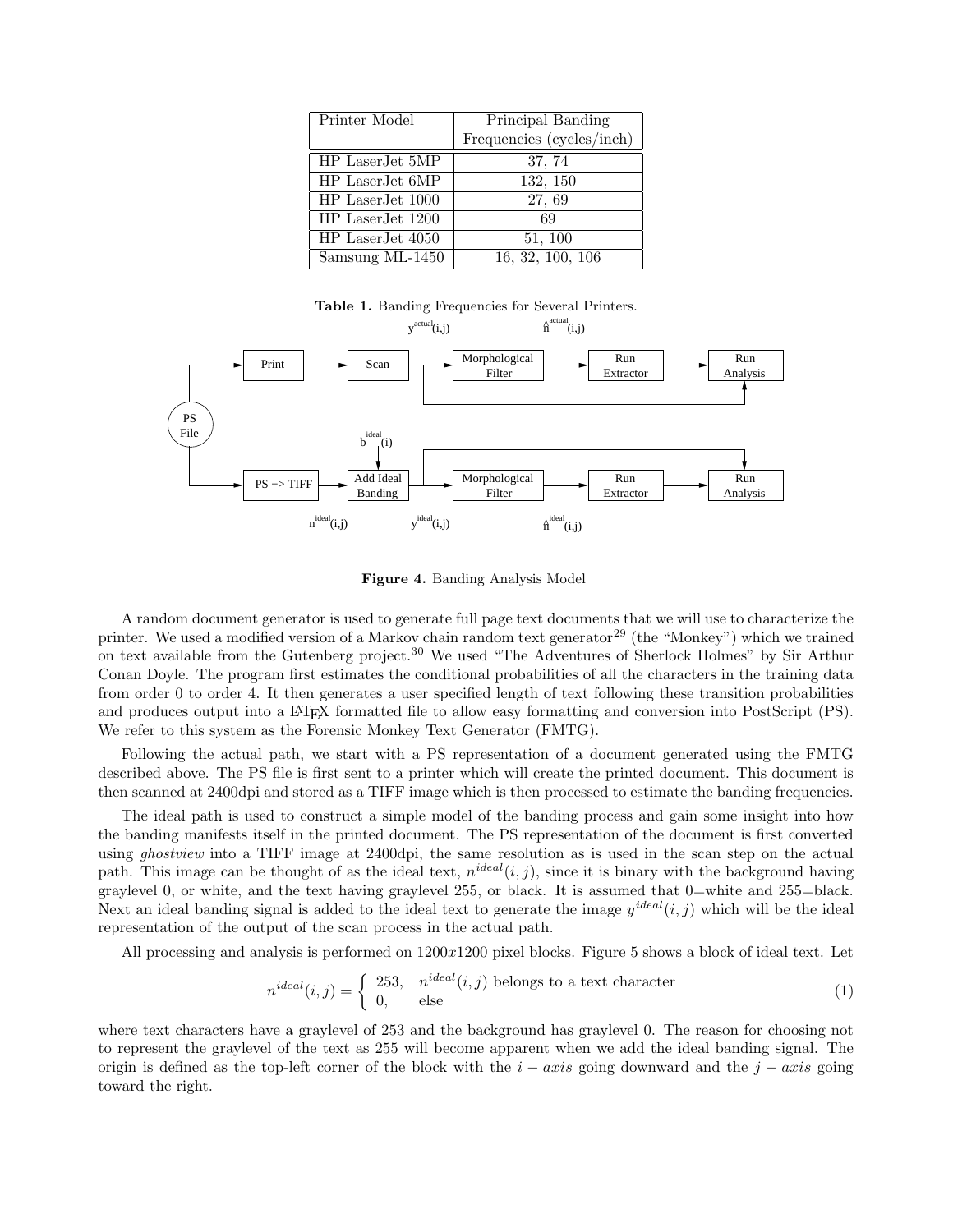| Printer Model | Principal Banding Frequencies (cycles/inch) |
|---|---|
| HP LaserJet 5MP | 37, 74 |
| HP LaserJet 6MP | 132, 150 |
| HP LaserJet 1000 | 27, 69 |
| HP LaserJet 1200 | 69 |
| HP LaserJet 4050 | 51, 100 |
| Samsung ML-1450 | 16, 32, 100, 106 |

**Table 1.** Banding Frequencies for Several Printers.

**Figure 4.** Banding Analysis Model

A random document generator is used to generate full page text documents that we will use to characterize the printer. We used a modified version of a Markov chain random text generator[29] (the "Monkey") which we trained on text available from the Gutenberg project.[30] We used "The Adventures of Sherlock Holmes" by Sir Arthur Conan Doyle. The program first estimates the conditional probabilities of all the characters in the training data from order 0 to order 4. It then generates a user specified length of text following these transition probabilities and produces output into a LaTeX formatted file to allow easy formatting and conversion into PostScript (PS). We refer to this system as the Forensic Monkey Text Generator (FMTG).

Following the actual path, we start with a PS representation of a document generated using the FMTG described above. The PS file is first sent to a printer which will create the printed document. This document is then scanned at 2400dpi and stored as a TIFF image which is then processed to estimate the banding frequencies.

The ideal path is used to construct a simple model of the banding process and gain some insight into how the banding manifests itself in the printed document. The PS representation of the document is first converted using *ghostview* into a TIFF image at 2400dpi, the same resolution as is used in the scan step on the actual path. This image can be thought of as the ideal text, $n^{ideal}(i,j)$, since it is binary with the background having graylevel 0, or white, and the text having graylevel 255, or black. It is assumed that 0=white and 255=black. Next an ideal banding signal is added to the ideal text to generate the image $y^{ideal}(i,j)$ which will be the ideal representation of the output of the scan process in the actual path.

All processing and analysis is performed on $1200x1200$ pixel blocks. Figure 5 shows a block of ideal text. Let

$$n^{ideal}(i,j) = \begin{cases} 253, & n^{ideal}(i,j) \text{ belongs to a text character} \\ 0, & \text{else} \end{cases} \tag{1}$$

where text characters have a graylevel of 253 and the background has graylevel 0. The reason for choosing not to represent the graylevel of the text as 255 will become apparent when we add the ideal banding signal. The origin is defined as the top-left corner of the block with the $i-axis$ going downward and the $j-axis$ going toward the right.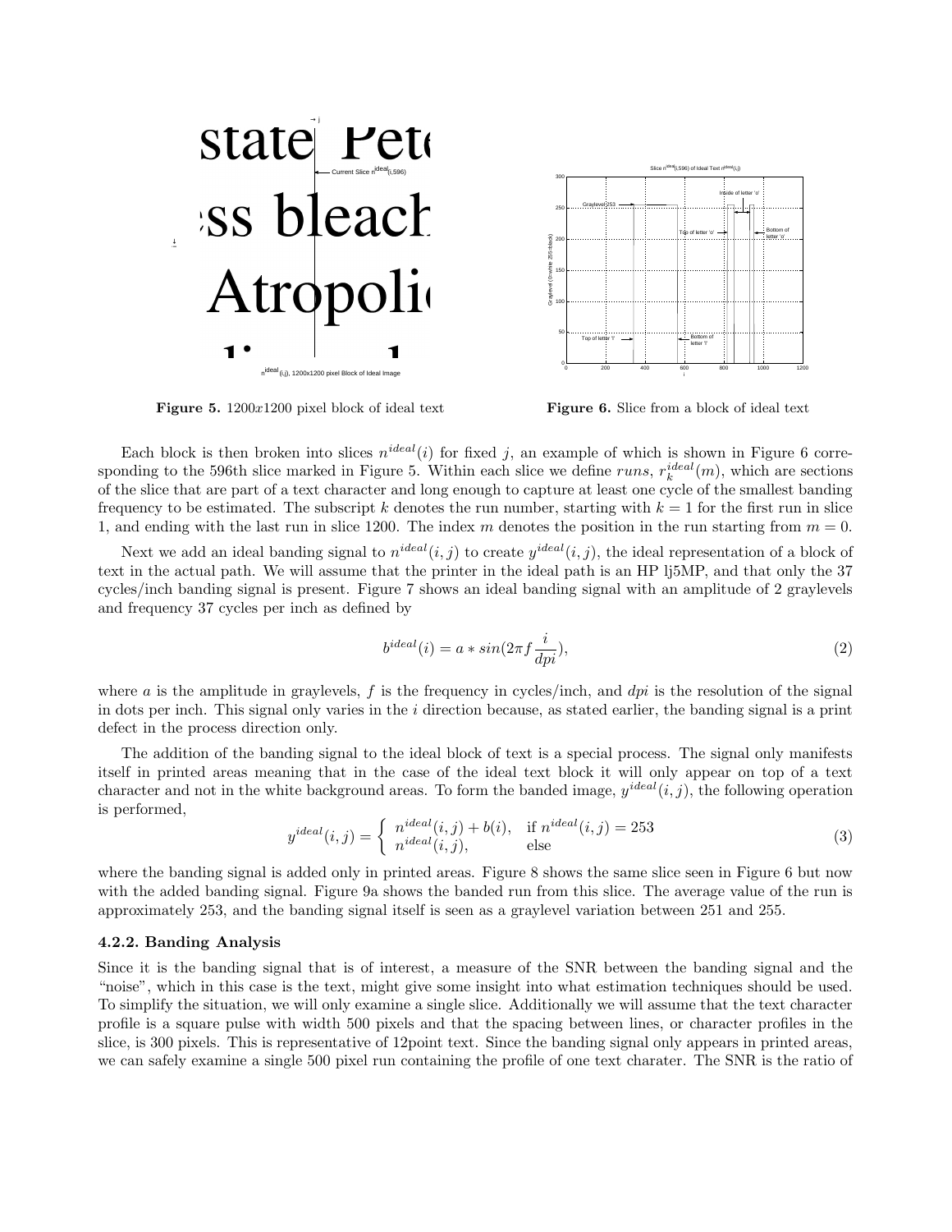**Figure 5.** 1200$x$1200 pixel block of ideal text

**Figure 6.** Slice from a block of ideal text

Each block is then broken into slices $n^{ideal}(i)$ for fixed $j$, an example of which is shown in Figure 6 corresponding to the 596th slice marked in Figure 5. Within each slice we define $runs$, $r_k^{ideal}(m)$, which are sections of the slice that are part of a text character and long enough to capture at least one cycle of the smallest banding frequency to be estimated. The subscript $k$ denotes the run number, starting with $k = 1$ for the first run in slice 1, and ending with the last run in slice 1200. The index $m$ denotes the position in the run starting from $m = 0$.

Next we add an ideal banding signal to $n^{ideal}(i, j)$ to create $y^{ideal}(i, j)$, the ideal representation of a block of text in the actual path. We will assume that the printer in the ideal path is an HP lj5MP, and that only the 37 cycles/inch banding signal is present. Figure 7 shows an ideal banding signal with an amplitude of 2 graylevels and frequency 37 cycles per inch as defined by

$$b^{ideal}(i) = a * sin(2\pi f \frac{i}{dpi}), \tag{2}$$

where $a$ is the amplitude in graylevels, $f$ is the frequency in cycles/inch, and $dpi$ is the resolution of the signal in dots per inch. This signal only varies in the $i$ direction because, as stated earlier, the banding signal is a print defect in the process direction only.

The addition of the banding signal to the ideal block of text is a special process. The signal only manifests itself in printed areas meaning that in the case of the ideal text block it will only appear on top of a text character and not in the white background areas. To form the banded image, $y^{ideal}(i, j)$, the following operation is performed,

$$y^{ideal}(i, j) = \begin{cases} n^{ideal}(i, j) + b(i), & \text{if } n^{ideal}(i, j) = 253 \\ n^{ideal}(i, j), & \text{else} \end{cases} \tag{3}$$

where the banding signal is added only in printed areas. Figure 8 shows the same slice seen in Figure 6 but now with the added banding signal. Figure 9a shows the banded run from this slice. The average value of the run is approximately 253, and the banding signal itself is seen as a graylevel variation between 251 and 255.

### 4.2.2. Banding Analysis

Since it is the banding signal that is of interest, a measure of the SNR between the banding signal and the "noise", which in this case is the text, might give some insight into what estimation techniques should be used. To simplify the situation, we will only examine a single slice. Additionally we will assume that the text character profile is a square pulse with width 500 pixels and that the spacing between lines, or character profiles in the slice, is 300 pixels. This is representative of 12point text. Since the banding signal only appears in printed areas, we can safely examine a single 500 pixel run containing the profile of one text charater. The SNR is the ratio of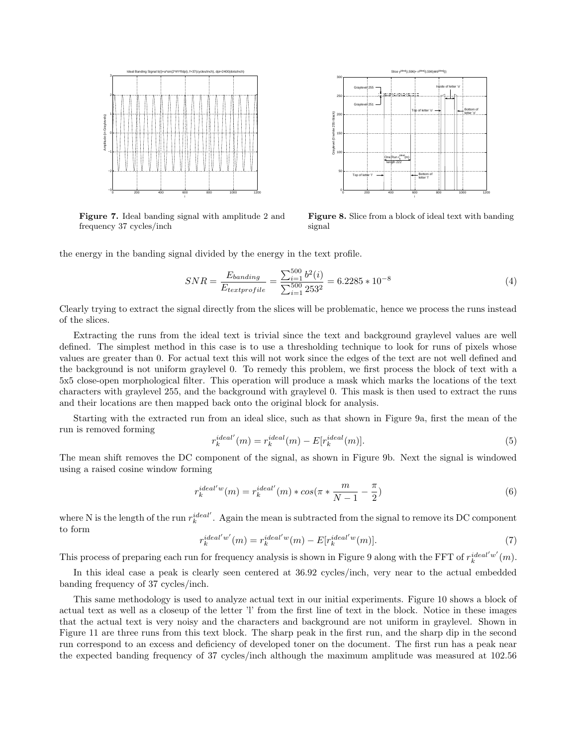**Figure 7.** Ideal banding signal with amplitude 2 and frequency 37 cycles/inch

**Figure 8.** Slice from a block of ideal text with banding signal

the energy in the banding signal divided by the energy in the text profile.

$$SNR = \frac{E_{banding}}{E_{textprofile}} = \frac{\sum_{i=1}^{500} b^2(i)}{\sum_{i=1}^{500} 253^2} = 6.2285 * 10^{-8} \tag{4}$$

Clearly trying to extract the signal directly from the slices will be problematic, hence we process the runs instead of the slices.

Extracting the runs from the ideal text is trivial since the text and background graylevel values are well defined. The simplest method in this case is to use a thresholding technique to look for runs of pixels whose values are greater than 0. For actual text this will not work since the edges of the text are not well defined and the background is not uniform graylevel 0. To remedy this problem, we first process the block of text with a 5x5 close-open morphological filter. This operation will produce a mask which marks the locations of the text characters with graylevel 255, and the background with graylevel 0. This mask is then used to extract the runs and their locations are then mapped back onto the original block for analysis.

Starting with the extracted run from an ideal slice, such as that shown in Figure 9a, first the mean of the run is removed forming

$$r_k^{ideal'}(m) = r_k^{ideal}(m) - E[r_k^{ideal}(m)]. \tag{5}$$

The mean shift removes the DC component of the signal, as shown in Figure 9b. Next the signal is windowed using a raised cosine window forming

$$r_k^{ideal'w}(m) = r_k^{ideal'}(m) * cos(\pi * \frac{m}{N-1} - \frac{\pi}{2}) \tag{6}$$

where N is the length of the run $r_k^{ideal'}$. Again the mean is subtracted from the signal to remove its DC component to form

$$r_k^{ideal'w'}(m) = r_k^{ideal'w}(m) - E[r_k^{ideal'w}(m)]. \tag{7}$$

This process of preparing each run for frequency analysis is shown in Figure 9 along with the FFT of $r_k^{ideal'w'}(m)$.

In this ideal case a peak is clearly seen centered at 36.92 cycles/inch, very near to the actual embedded banding frequency of 37 cycles/inch.

This same methodology is used to analyze actual text in our initial experiments. Figure 10 shows a block of actual text as well as a closeup of the letter 'l' from the first line of text in the block. Notice in these images that the actual text is very noisy and the characters and background are not uniform in graylevel. Shown in Figure 11 are three runs from this text block. The sharp peak in the first run, and the sharp dip in the second run correspond to an excess and deficiency of developed toner on the document. The first run has a peak near the expected banding frequency of 37 cycles/inch although the maximum amplitude was measured at 102.56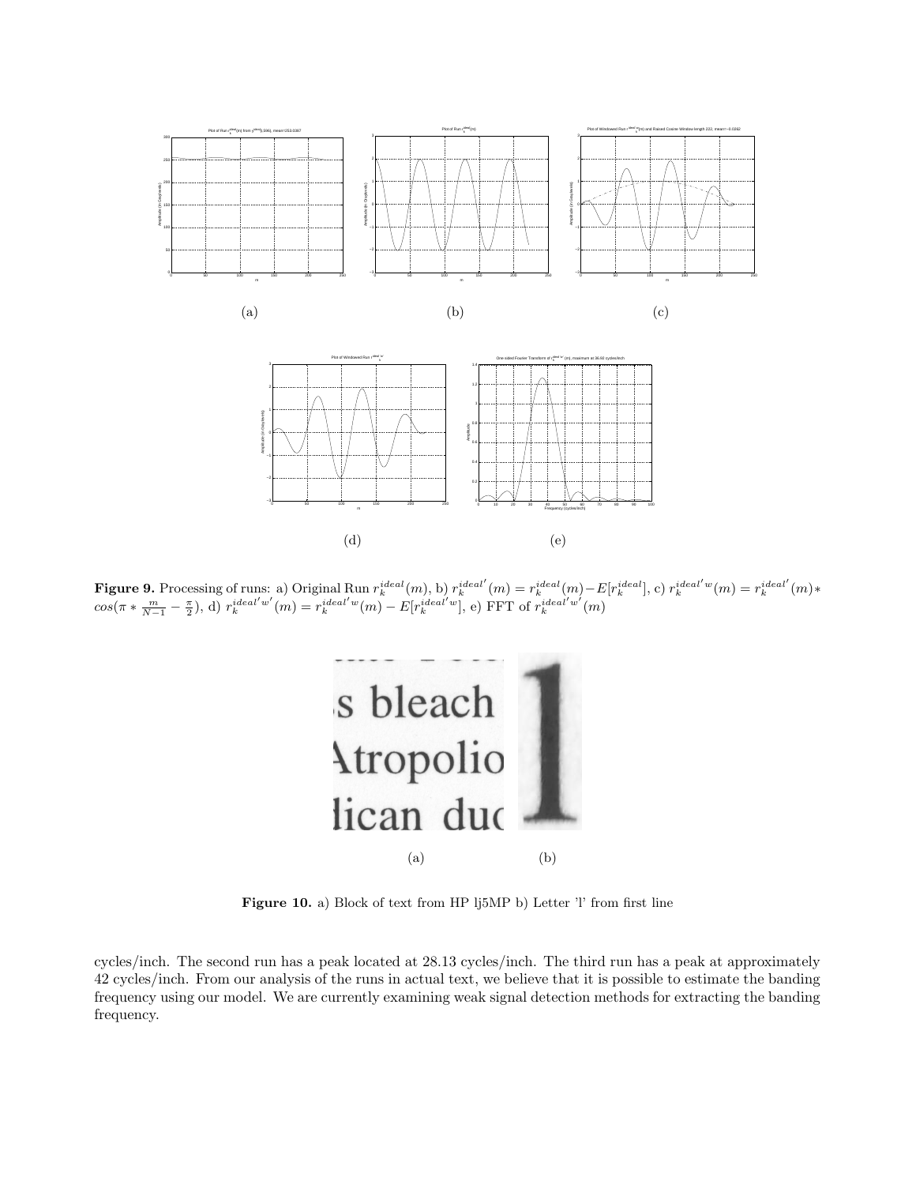**Figure 9.** Processing of runs: a) Original Run $r_k^{ideal}(m)$, b) $r_k^{ideal'}(m) = r_k^{ideal}(m) - E[r_k^{ideal}]$, c) $r_k^{ideal'w}(m) = r_k^{ideal'}(m) * cos(\pi * \frac{m}{N-1} - \frac{\pi}{2})$, d) $r_k^{ideal'w'}(m) = r_k^{ideal'w}(m) - E[r_k^{ideal'w}]$, e) FFT of $r_k^{ideal'w'}(m)$

**Figure 10.** a) Block of text from HP lj5MP b) Letter 'l' from first line

cycles/inch. The second run has a peak located at 28.13 cycles/inch. The third run has a peak at approximately 42 cycles/inch. From our analysis of the runs in actual text, we believe that it is possible to estimate the banding frequency using our model. We are currently examining weak signal detection methods for extracting the banding frequency.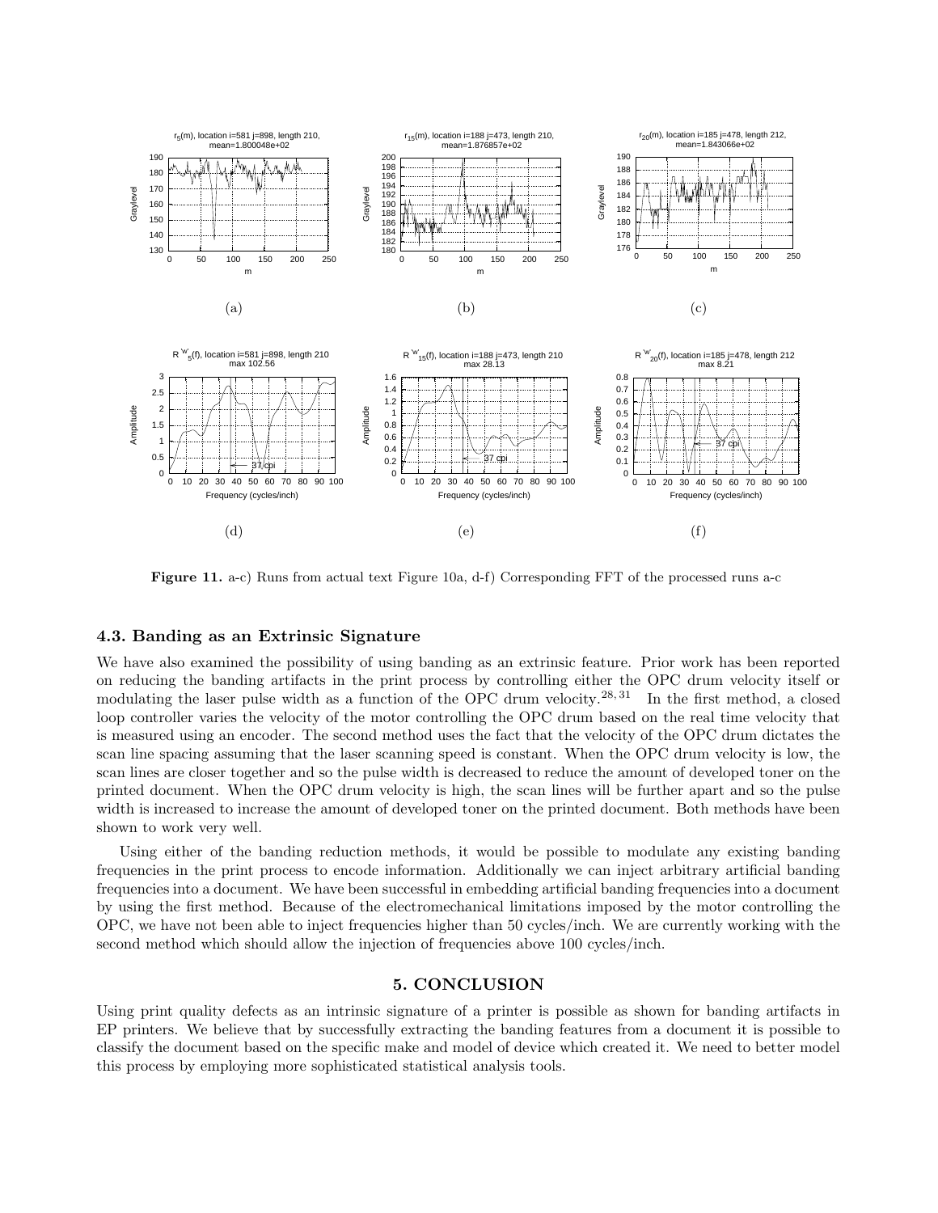**Figure 11.** a-c) Runs from actual text Figure 10a, d-f) Corresponding FFT of the processed runs a-c

### 4.3. Banding as an Extrinsic Signature

We have also examined the possibility of using banding as an extrinsic feature. Prior work has been reported on reducing the banding artifacts in the print process by controlling either the OPC drum velocity itself or modulating the laser pulse width as a function of the OPC drum velocity.[28,31] In the first method, a closed loop controller varies the velocity of the motor controlling the OPC drum based on the real time velocity that is measured using an encoder. The second method uses the fact that the velocity of the OPC drum dictates the scan line spacing assuming that the laser scanning speed is constant. When the OPC drum velocity is low, the scan lines are closer together and so the pulse width is decreased to reduce the amount of developed toner on the printed document. When the OPC drum velocity is high, the scan lines will be further apart and so the pulse width is increased to increase the amount of developed toner on the printed document. Both methods have been shown to work very well.

Using either of the banding reduction methods, it would be possible to modulate any existing banding frequencies in the print process to encode information. Additionally we can inject arbitrary artificial banding frequencies into a document. We have been successful in embedding artificial banding frequencies into a document by using the first method. Because of the electromechanical limitations imposed by the motor controlling the OPC, we have not been able to inject frequencies higher than 50 cycles/inch. We are currently working with the second method which should allow the injection of frequencies above 100 cycles/inch.

## 5. CONCLUSION

Using print quality defects as an intrinsic signature of a printer is possible as shown for banding artifacts in EP printers. We believe that by successfully extracting the banding features from a document it is possible to classify the document based on the specific make and model of device which created it. We need to better model this process by employing more sophisticated statistical analysis tools.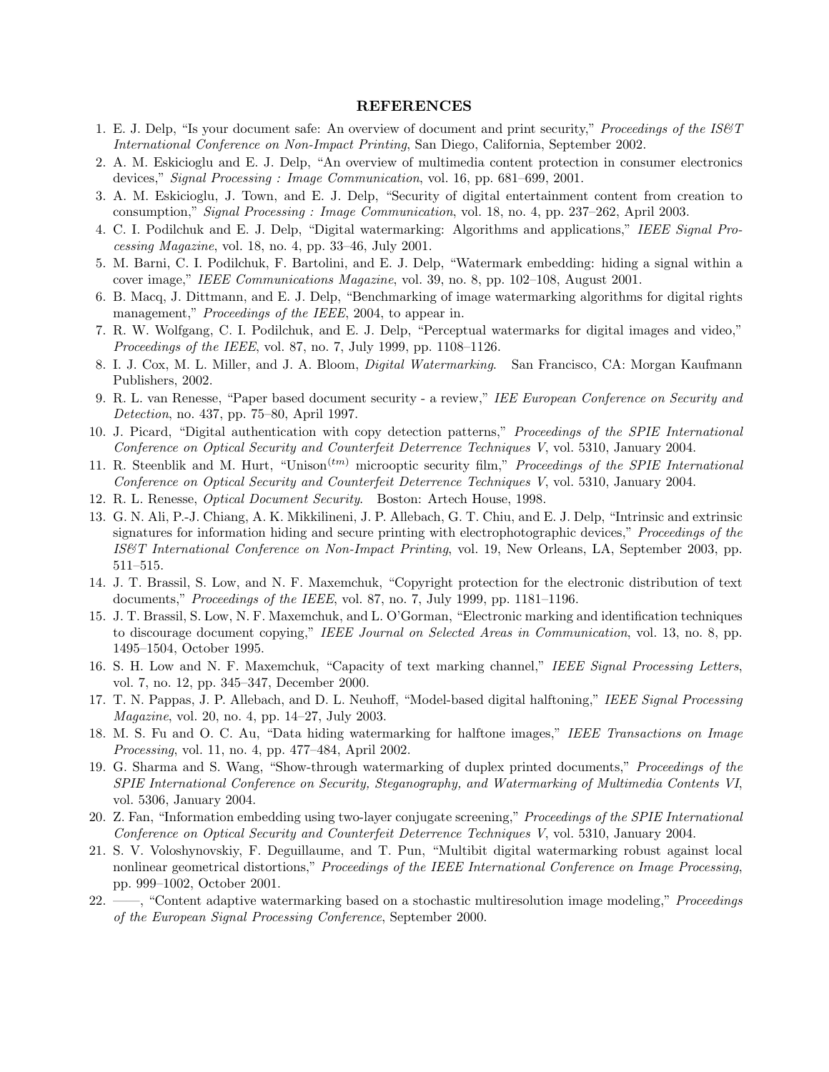## REFERENCES

1. E. J. Delp, "Is your document safe: An overview of document and print security," *Proceedings of the IS&T International Conference on Non-Impact Printing*, San Diego, California, September 2002.
2. A. M. Eskicioglu and E. J. Delp, "An overview of multimedia content protection in consumer electronics devices," *Signal Processing : Image Communication*, vol. 16, pp. 681–699, 2001.
3. A. M. Eskicioglu, J. Town, and E. J. Delp, "Security of digital entertainment content from creation to consumption," *Signal Processing : Image Communication*, vol. 18, no. 4, pp. 237–262, April 2003.
4. C. I. Podilchuk and E. J. Delp, "Digital watermarking: Algorithms and applications," *IEEE Signal Processing Magazine*, vol. 18, no. 4, pp. 33–46, July 2001.
5. M. Barni, C. I. Podilchuk, F. Bartolini, and E. J. Delp, "Watermark embedding: hiding a signal within a cover image," *IEEE Communications Magazine*, vol. 39, no. 8, pp. 102–108, August 2001.
6. B. Macq, J. Dittmann, and E. J. Delp, "Benchmarking of image watermarking algorithms for digital rights management," *Proceedings of the IEEE*, 2004, to appear in.
7. R. W. Wolfgang, C. I. Podilchuk, and E. J. Delp, "Perceptual watermarks for digital images and video," *Proceedings of the IEEE*, vol. 87, no. 7, July 1999, pp. 1108–1126.
8. I. J. Cox, M. L. Miller, and J. A. Bloom, *Digital Watermarking*. San Francisco, CA: Morgan Kaufmann Publishers, 2002.
9. R. L. van Renesse, "Paper based document security - a review," *IEE European Conference on Security and Detection*, no. 437, pp. 75–80, April 1997.
10. J. Picard, "Digital authentication with copy detection patterns," *Proceedings of the SPIE International Conference on Optical Security and Counterfeit Deterrence Techniques V*, vol. 5310, January 2004.
11. R. Steenblik and M. Hurt, "Unison$^{(tm)}$ microoptic security film," *Proceedings of the SPIE International Conference on Optical Security and Counterfeit Deterrence Techniques V*, vol. 5310, January 2004.
12. R. L. Renesse, *Optical Document Security*. Boston: Artech House, 1998.
13. G. N. Ali, P.-J. Chiang, A. K. Mikkilineni, J. P. Allebach, G. T. Chiu, and E. J. Delp, "Intrinsic and extrinsic signatures for information hiding and secure printing with electrophotographic devices," *Proceedings of the IS&T International Conference on Non-Impact Printing*, vol. 19, New Orleans, LA, September 2003, pp. 511–515.
14. J. T. Brassil, S. Low, and N. F. Maxemchuk, "Copyright protection for the electronic distribution of text documents," *Proceedings of the IEEE*, vol. 87, no. 7, July 1999, pp. 1181–1196.
15. J. T. Brassil, S. Low, N. F. Maxemchuk, and L. O'Gorman, "Electronic marking and identification techniques to discourage document copying," *IEEE Journal on Selected Areas in Communication*, vol. 13, no. 8, pp. 1495–1504, October 1995.
16. S. H. Low and N. F. Maxemchuk, "Capacity of text marking channel," *IEEE Signal Processing Letters*, vol. 7, no. 12, pp. 345–347, December 2000.
17. T. N. Pappas, J. P. Allebach, and D. L. Neuhoff, "Model-based digital halftoning," *IEEE Signal Processing Magazine*, vol. 20, no. 4, pp. 14–27, July 2003.
18. M. S. Fu and O. C. Au, "Data hiding watermarking for halftone images," *IEEE Transactions on Image Processing*, vol. 11, no. 4, pp. 477–484, April 2002.
19. G. Sharma and S. Wang, "Show-through watermarking of duplex printed documents," *Proceedings of the SPIE International Conference on Security, Steganography, and Watermarking of Multimedia Contents VI*, vol. 5306, January 2004.
20. Z. Fan, "Information embedding using two-layer conjugate screening," *Proceedings of the SPIE International Conference on Optical Security and Counterfeit Deterrence Techniques V*, vol. 5310, January 2004.
21. S. V. Voloshynovskiy, F. Deguillaume, and T. Pun, "Multibit digital watermarking robust against local nonlinear geometrical distortions," *Proceedings of the IEEE International Conference on Image Processing*, pp. 999–1002, October 2001.
22. ——, "Content adaptive watermarking based on a stochastic multiresolution image modeling," *Proceedings of the European Signal Processing Conference*, September 2000.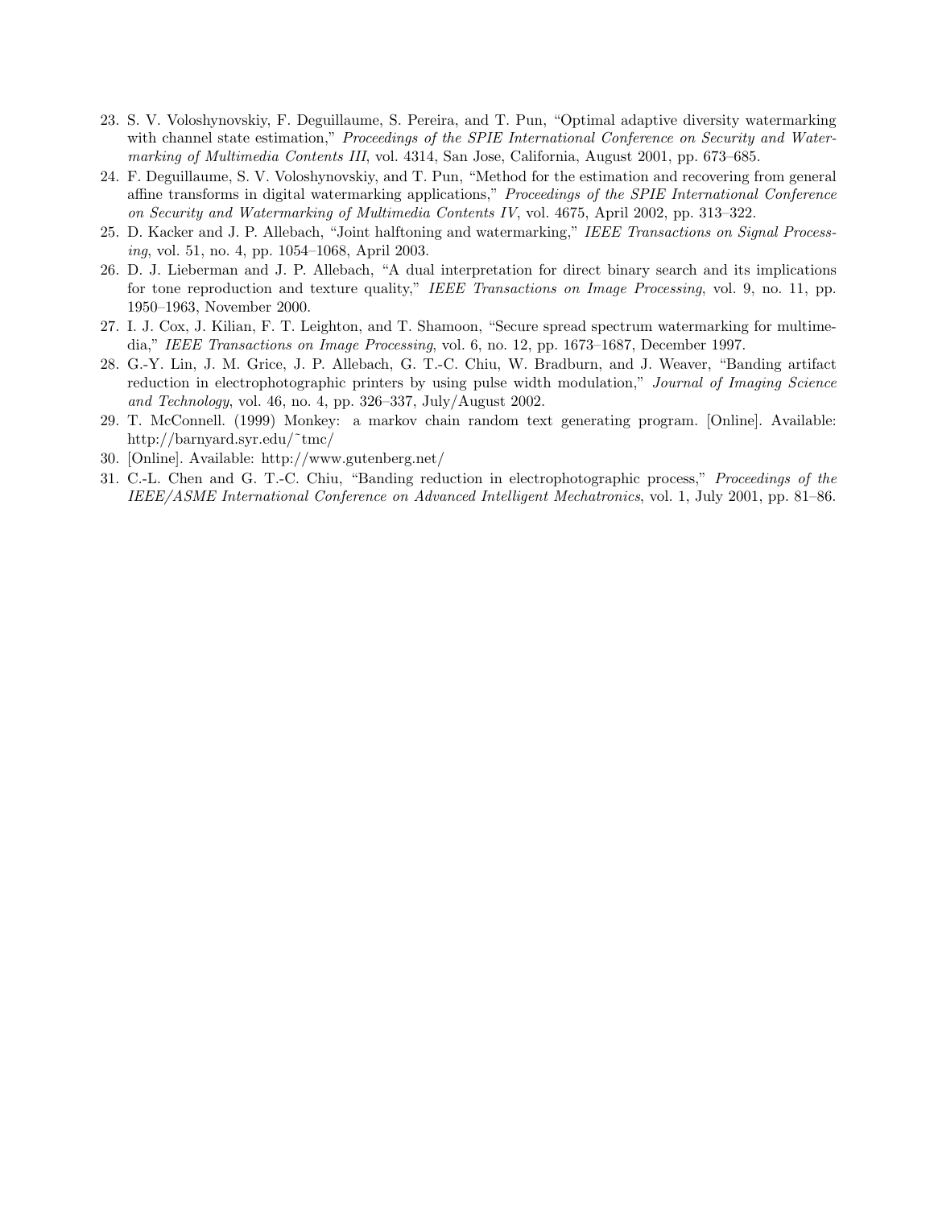23. S. V. Voloshynovskiy, F. Deguillaume, S. Pereira, and T. Pun, "Optimal adaptive diversity watermarking with channel state estimation," *Proceedings of the SPIE International Conference on Security and Watermarking of Multimedia Contents III*, vol. 4314, San Jose, California, August 2001, pp. 673–685.
24. F. Deguillaume, S. V. Voloshynovskiy, and T. Pun, "Method for the estimation and recovering from general affine transforms in digital watermarking applications," *Proceedings of the SPIE International Conference on Security and Watermarking of Multimedia Contents IV*, vol. 4675, April 2002, pp. 313–322.
25. D. Kacker and J. P. Allebach, "Joint halftoning and watermarking," *IEEE Transactions on Signal Processing*, vol. 51, no. 4, pp. 1054–1068, April 2003.
26. D. J. Lieberman and J. P. Allebach, "A dual interpretation for direct binary search and its implications for tone reproduction and texture quality," *IEEE Transactions on Image Processing*, vol. 9, no. 11, pp. 1950–1963, November 2000.
27. I. J. Cox, J. Kilian, F. T. Leighton, and T. Shamoon, "Secure spread spectrum watermarking for multimedia," *IEEE Transactions on Image Processing*, vol. 6, no. 12, pp. 1673–1687, December 1997.
28. G.-Y. Lin, J. M. Grice, J. P. Allebach, G. T.-C. Chiu, W. Bradburn, and J. Weaver, "Banding artifact reduction in electrophotographic printers by using pulse width modulation," *Journal of Imaging Science and Technology*, vol. 46, no. 4, pp. 326–337, July/August 2002.
29. T. McConnell. (1999) Monkey: a markov chain random text generating program. [Online]. Available: http://barnyard.syr.edu/˜tmc/
30. [Online]. Available: http://www.gutenberg.net/
31. C.-L. Chen and G. T.-C. Chiu, "Banding reduction in electrophotographic process," *Proceedings of the IEEE/ASME International Conference on Advanced Intelligent Mechatronics*, vol. 1, July 2001, pp. 81–86.